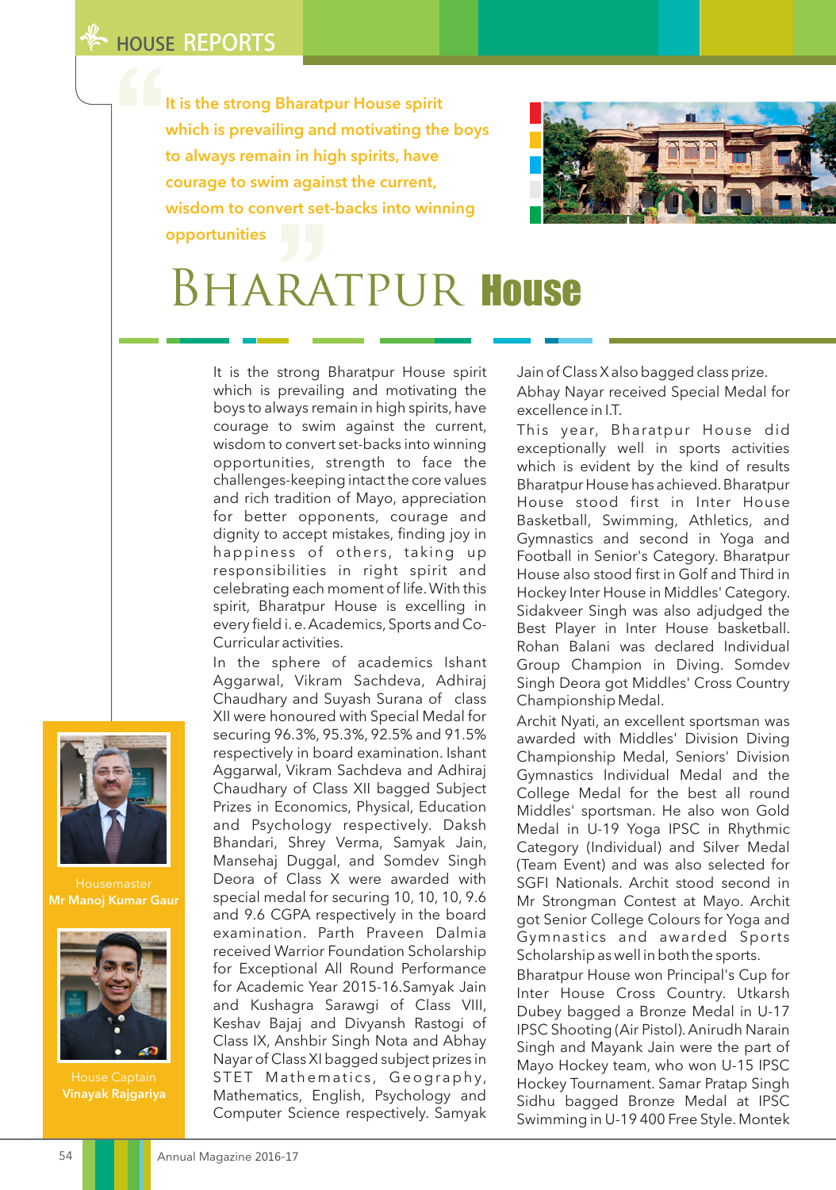HOUSE REPORTS

> It is the strong Bharatpur House spirit which is prevailing and motivating the boys to always remain in high spirits, have courage to swim against the current, wisdom to convert set-backs into winning opportunities

# BHARATPUR House

Housemaster
**Mr Manoj Kumar Gaur**

House Captain
**Vinayak Rajgariya**

It is the strong Bharatpur House spirit which is prevailing and motivating the boys to always remain in high spirits, have courage to swim against the current, wisdom to convert set-backs into winning opportunities, strength to face the challenges-keeping intact the core values and rich tradition of Mayo, appreciation for better opponents, courage and dignity to accept mistakes, finding joy in happiness of others, taking up responsibilities in right spirit and celebrating each moment of life. With this spirit, Bharatpur House is excelling in every field i. e. Academics, Sports and Co-Curricular activities.

In the sphere of academics Ishant Aggarwal, Vikram Sachdeva, Adhiraj Chaudhary and Suyash Surana of class XII were honoured with Special Medal for securing 96.3%, 95.3%, 92.5% and 91.5% respectively in board examination. Ishant Aggarwal, Vikram Sachdeva and Adhiraj Chaudhary of Class XII bagged Subject Prizes in Economics, Physical, Education and Psychology respectively. Daksh Bhandari, Shrey Verma, Samyak Jain, Mansehaj Duggal, and Somdev Singh Deora of Class X were awarded with special medal for securing 10, 10, 10, 9.6 and 9.6 CGPA respectively in the board examination. Parth Praveen Dalmia received Warrior Foundation Scholarship for Exceptional All Round Performance for Academic Year 2015-16.Samyak Jain and Kushagra Sarawgi of Class VIII, Keshav Bajaj and Divyansh Rastogi of Class IX, Anshbir Singh Nota and Abhay Nayar of Class XI bagged subject prizes in STET Mathematics, Geography, Mathematics, English, Psychology and Computer Science respectively. Samyak Jain of Class X also bagged class prize. Abhay Nayar received Special Medal for excellence in I.T.

This year, Bharatpur House did exceptionally well in sports activities which is evident by the kind of results Bharatpur House has achieved. Bharatpur House stood first in Inter House Basketball, Swimming, Athletics, and Gymnastics and second in Yoga and Football in Senior's Category. Bharatpur House also stood first in Golf and Third in Hockey Inter House in Middles' Category. Sidakveer Singh was also adjudged the Best Player in Inter House basketball. Rohan Balani was declared Individual Group Champion in Diving. Somdev Singh Deora got Middles' Cross Country Championship Medal.

Archit Nyati, an excellent sportsman was awarded with Middles' Division Diving Championship Medal, Seniors' Division Gymnastics Individual Medal and the College Medal for the best all round Middles' sportsman. He also won Gold Medal in U-19 Yoga IPSC in Rhythmic Category (Individual) and Silver Medal (Team Event) and was also selected for SGFI Nationals. Archit stood second in Mr Strongman Contest at Mayo. Archit got Senior College Colours for Yoga and Gymnastics and awarded Sports Scholarship as well in both the sports.

Bharatpur House won Principal's Cup for Inter House Cross Country. Utkarsh Dubey bagged a Bronze Medal in U-17 IPSC Shooting (Air Pistol). Anirudh Narain Singh and Mayank Jain were the part of Mayo Hockey team, who won U-15 IPSC Hockey Tournament. Samar Pratap Singh Sidhu bagged Bronze Medal at IPSC Swimming in U-19 400 Free Style. Montek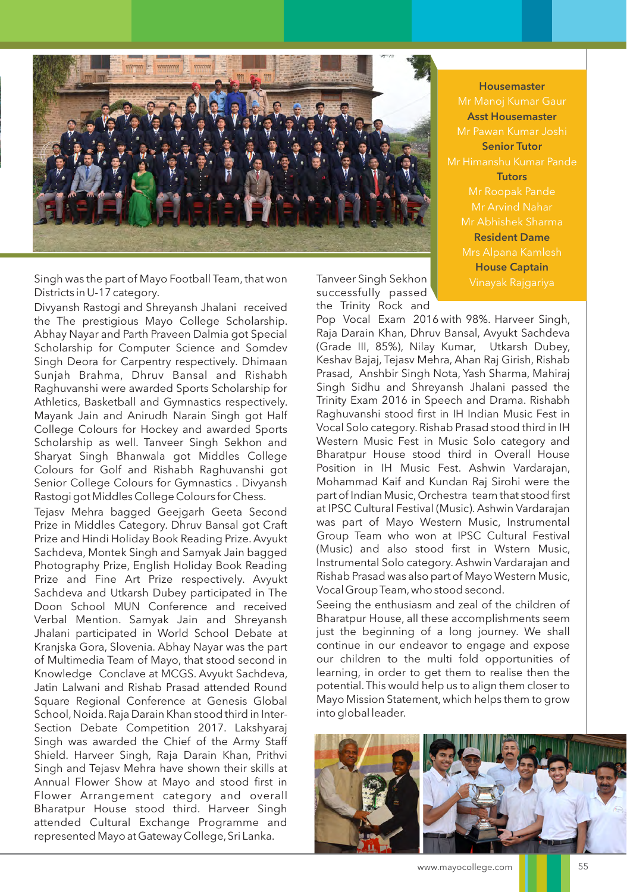**Housemaster**
Mr Manoj Kumar Gaur
**Asst Housemaster**
Mr Pawan Kumar Joshi
**Senior Tutor**
Mr Himanshu Kumar Pande
**Tutors**
Mr Roopak Pande
Mr Arvind Nahar
Mr Abhishek Sharma
**Resident Dame**
Mrs Alpana Kamlesh
**House Captain**
Vinayak Rajgariya

Singh was the part of Mayo Football Team, that won Districts in U-17 category.

Divyansh Rastogi and Shreyansh Jhalani received the The prestigious Mayo College Scholarship. Abhay Nayar and Parth Praveen Dalmia got Special Scholarship for Computer Science and Somdev Singh Deora for Carpentry respectively. Dhimaan Sunjah Brahma, Dhruv Bansal and Rishabh Raghuvanshi were awarded Sports Scholarship for Athletics, Basketball and Gymnastics respectively. Mayank Jain and Anirudh Narain Singh got Half College Colours for Hockey and awarded Sports Scholarship as well. Tanveer Singh Sekhon and Sharyat Singh Bhanwala got Middles College Colours for Golf and Rishabh Raghuvanshi got Senior College Colours for Gymnastics . Divyansh Rastogi got Middles College Colours for Chess.

Tejasv Mehra bagged Geejgarh Geeta Second Prize in Middles Category. Dhruv Bansal got Craft Prize and Hindi Holiday Book Reading Prize. Avyukt Sachdeva, Montek Singh and Samyak Jain bagged Photography Prize, English Holiday Book Reading Prize and Fine Art Prize respectively. Avyukt Sachdeva and Utkarsh Dubey participated in The Doon School MUN Conference and received Verbal Mention. Samyak Jain and Shreyansh Jhalani participated in World School Debate at Kranjska Gora, Slovenia. Abhay Nayar was the part of Multimedia Team of Mayo, that stood second in Knowledge Conclave at MCGS. Avyukt Sachdeva, Jatin Lalwani and Rishab Prasad attended Round Square Regional Conference at Genesis Global School, Noida. Raja Darain Khan stood third in Inter-Section Debate Competition 2017. Lakshyaraj Singh was awarded the Chief of the Army Staff Shield. Harveer Singh, Raja Darain Khan, Prithvi Singh and Tejasv Mehra have shown their skills at Annual Flower Show at Mayo and stood first in Flower Arrangement category and overall Bharatpur House stood third. Harveer Singh attended Cultural Exchange Programme and represented Mayo at Gateway College, Sri Lanka.

Tanveer Singh Sekhon successfully passed the Trinity Rock and Pop Vocal Exam 2016 with 98%. Harveer Singh, Raja Darain Khan, Dhruv Bansal, Avyukt Sachdeva (Grade III, 85%), Nilay Kumar, Utkarsh Dubey, Keshav Bajaj, Tejasv Mehra, Ahan Raj Girish, Rishab Prasad, Anshbir Singh Nota, Yash Sharma, Mahiraj Singh Sidhu and Shreyansh Jhalani passed the Trinity Exam 2016 in Speech and Drama. Rishabh Raghuvanshi stood first in IH Indian Music Fest in Vocal Solo category. Rishab Prasad stood third in IH Western Music Fest in Music Solo category and Bharatpur House stood third in Overall House Position in IH Music Fest. Ashwin Vardarajan, Mohammad Kaif and Kundan Raj Sirohi were the part of Indian Music, Orchestra team that stood first at IPSC Cultural Festival (Music). Ashwin Vardarajan was part of Mayo Western Music, Instrumental Group Team who won at IPSC Cultural Festival (Music) and also stood first in Wstern Music, Instrumental Solo category. Ashwin Vardarajan and Rishab Prasad was also part of Mayo Western Music, Vocal Group Team, who stood second.

Seeing the enthusiasm and zeal of the children of Bharatpur House, all these accomplishments seem just the beginning of a long journey. We shall continue in our endeavor to engage and expose our children to the multi fold opportunities of learning, in order to get them to realise then the potential. This would help us to align them closer to Mayo Mission Statement, which helps them to grow into global leader.